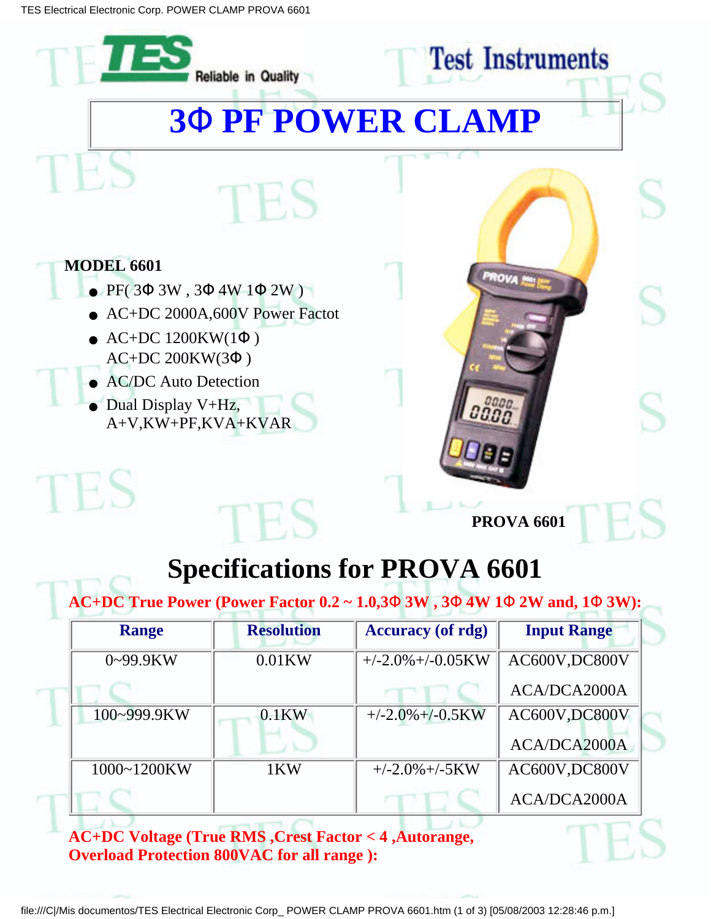TES Reliable in Quality

Test Instruments

# 3Φ PF POWER CLAMP

**MODEL 6601**

- PF( 3Φ 3W , 3Φ 4W 1Φ 2W )
- AC+DC 2000A,600V Power Factot
- AC+DC 1200KW(1Φ )
  AC+DC 200KW(3Φ )
- AC/DC Auto Detection
- Dual Display V+Hz, A+V,KW+PF,KVA+KVAR

**PROVA 6601**

# Specifications for PROVA 6601

**AC+DC True Power (Power Factor 0.2 ~ 1.0,3Φ 3W , 3Φ 4W 1Φ 2W and, 1Φ 3W):**

| Range | Resolution | Accuracy (of rdg) | Input Range |
|---|---|---|---|
| 0~99.9KW | 0.01KW | +/-2.0%+/-0.05KW | AC600V,DC800V<br>ACA/DCA2000A |
| 100~999.9KW | 0.1KW | +/-2.0%+/-0.5KW | AC600V,DC800V<br>ACA/DCA2000A |
| 1000~1200KW | 1KW | +/-2.0%+/-5KW | AC600V,DC800V<br>ACA/DCA2000A |

**AC+DC Voltage (True RMS ,Crest Factor < 4 ,Autorange, Overload Protection 800VAC for all range ):**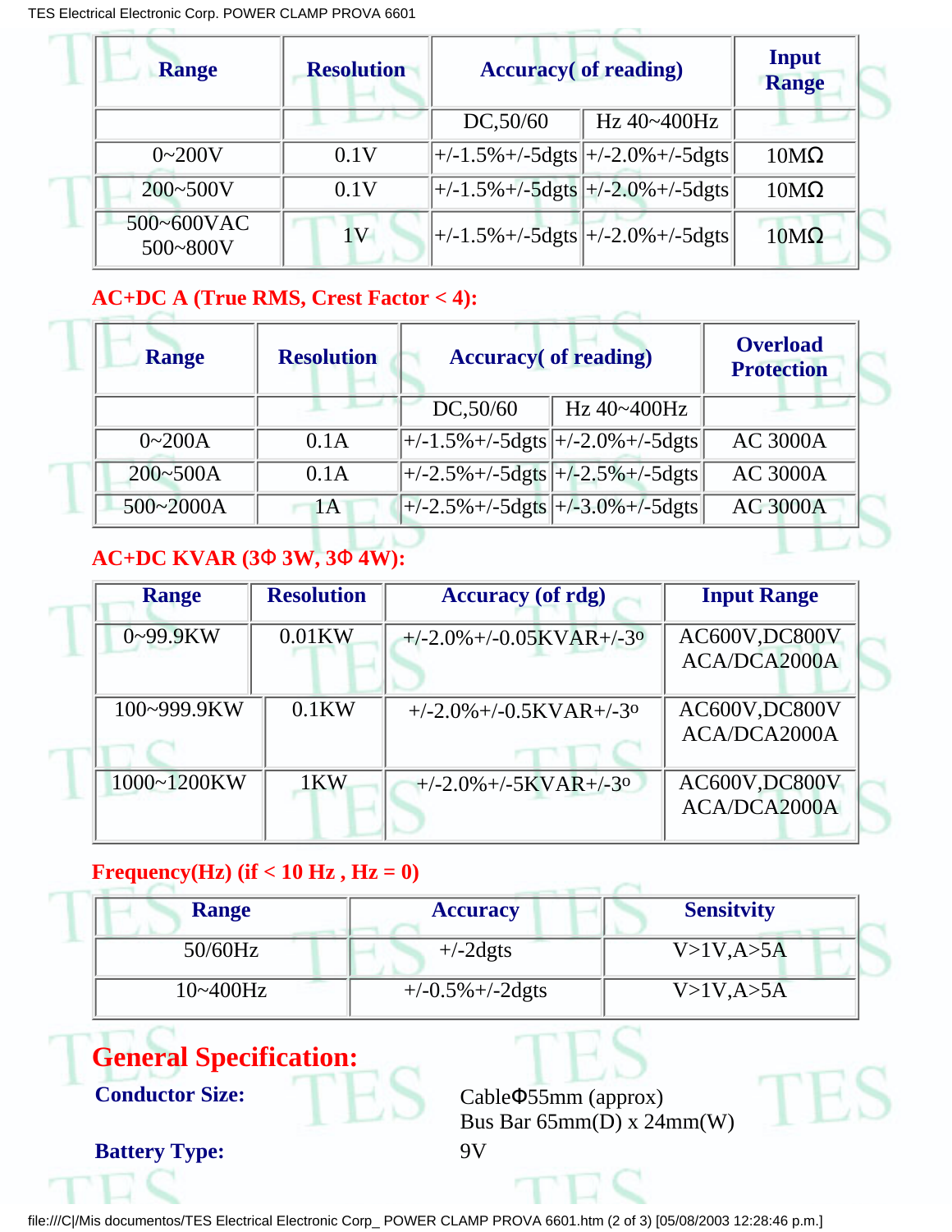| Range | Resolution | Accuracy( of reading) | | Input Range |
|---|---|---|---|---|
| | | DC,50/60 | Hz 40~400Hz | |
| 0~200V | 0.1V | +/-1.5%+/-5dgts | +/-2.0%+/-5dgts | 10MΩ |
| 200~500V | 0.1V | +/-1.5%+/-5dgts | +/-2.0%+/-5dgts | 10MΩ |
| 500~600VAC 500~800V | 1V | +/-1.5%+/-5dgts | +/-2.0%+/-5dgts | 10MΩ |

### AC+DC A (True RMS, Crest Factor < 4):

| Range | Resolution | Accuracy( of reading) | | Overload Protection |
|---|---|---|---|---|
| | | DC,50/60 | Hz 40~400Hz | |
| 0~200A | 0.1A | +/-1.5%+/-5dgts | +/-2.0%+/-5dgts | AC 3000A |
| 200~500A | 0.1A | +/-2.5%+/-5dgts | +/-2.5%+/-5dgts | AC 3000A |
| 500~2000A | 1A | +/-2.5%+/-5dgts | +/-3.0%+/-5dgts | AC 3000A |

### AC+DC KVAR (3Φ 3W, 3Φ 4W):

| Range | Resolution | Accuracy (of rdg) | Input Range |
|---|---|---|---|
| 0~99.9KW | 0.01KW | +/-2.0%+/-0.05KVAR+/-3º | AC600V,DC800V ACA/DCA2000A |
| 100~999.9KW | 0.1KW | +/-2.0%+/-0.5KVAR+/-3º | AC600V,DC800V ACA/DCA2000A |
| 1000~1200KW | 1KW | +/-2.0%+/-5KVAR+/-3º | AC600V,DC800V ACA/DCA2000A |

### Frequency(Hz) (if < 10 Hz , Hz = 0)

| Range | Accuracy | Sensitvity |
|---|---|---|
| 50/60Hz | +/-2dgts | V>1V,A>5A |
| 10~400Hz | +/-0.5%+/-2dgts | V>1V,A>5A |

## General Specification:

**Conductor Size:** CableΦ55mm (approx)
Bus Bar 65mm(D) x 24mm(W)

**Battery Type:** 9V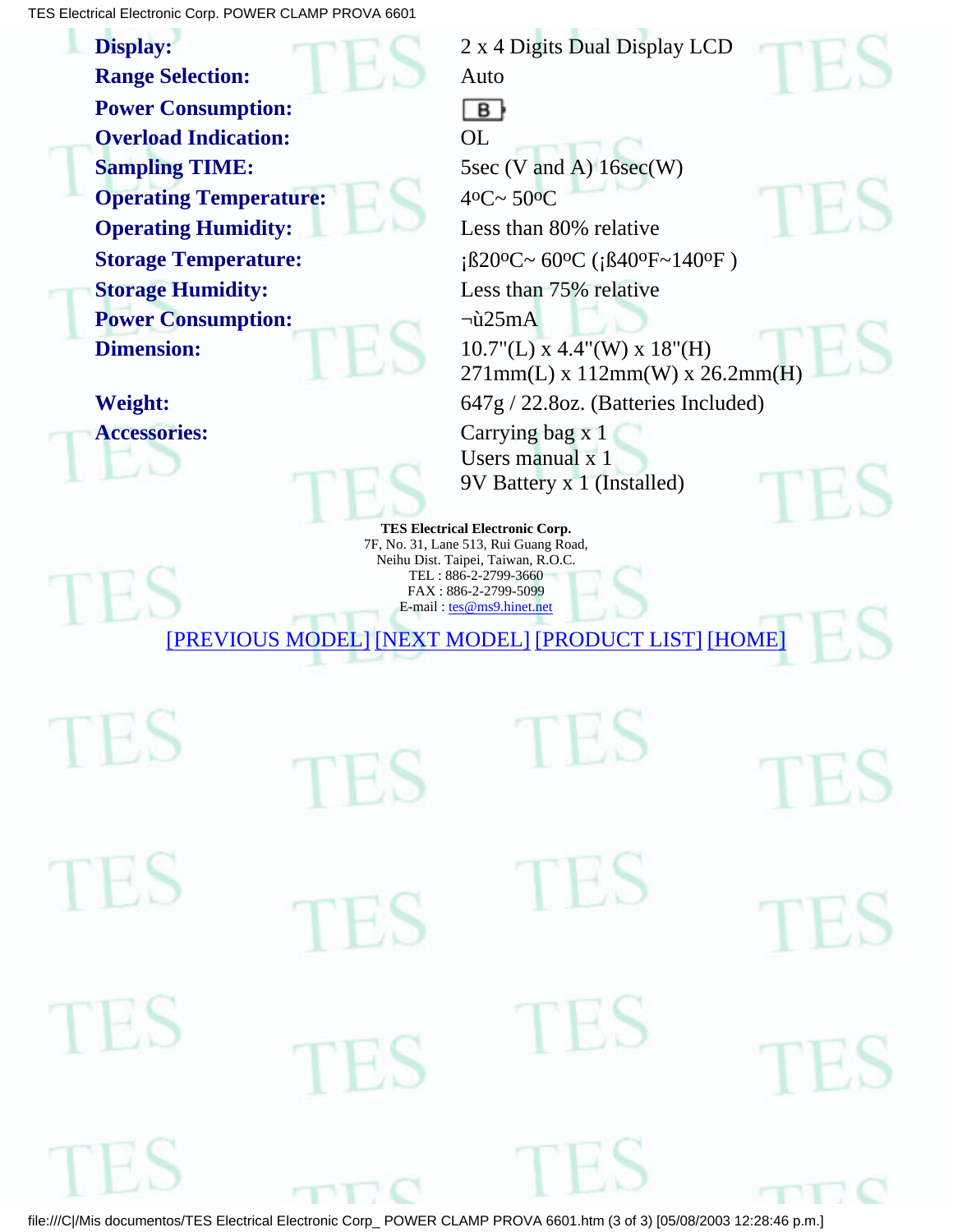| | |
|---|---|
| **Display:** | 2 x 4 Digits Dual Display LCD |
| **Range Selection:** | Auto |
| **Power Consumption:** | B |
| **Overload Indication:** | OL |
| **Sampling TIME:** | 5sec (V and A) 16sec(W) |
| **Operating Temperature:** | 4ºC~ 50ºC |
| **Operating Humidity:** | Less than 80% relative |
| **Storage Temperature:** | ¡ß20ºC~ 60ºC (¡ß40ºF~140ºF ) |
| **Storage Humidity:** | Less than 75% relative |
| **Power Consumption:** | ¬ù25mA |
| **Dimension:** | 10.7"(L) x 4.4"(W) x 18"(H)<br>271mm(L) x 112mm(W) x 26.2mm(H) |
| **Weight:** | 647g / 22.8oz. (Batteries Included) |
| **Accessories:** | Carrying bag x 1<br>Users manual x 1<br>9V Battery x 1 (Installed) |

**TES Electrical Electronic Corp.**
7F, No. 31, Lane 513, Rui Guang Road,
Neihu Dist. Taipei, Taiwan, R.O.C.
TEL : 886-2-2799-3660
FAX : 886-2-2799-5099
E-mail : tes@ms9.hinet.net

[PREVIOUS MODEL] [NEXT MODEL] [PRODUCT LIST] [HOME]